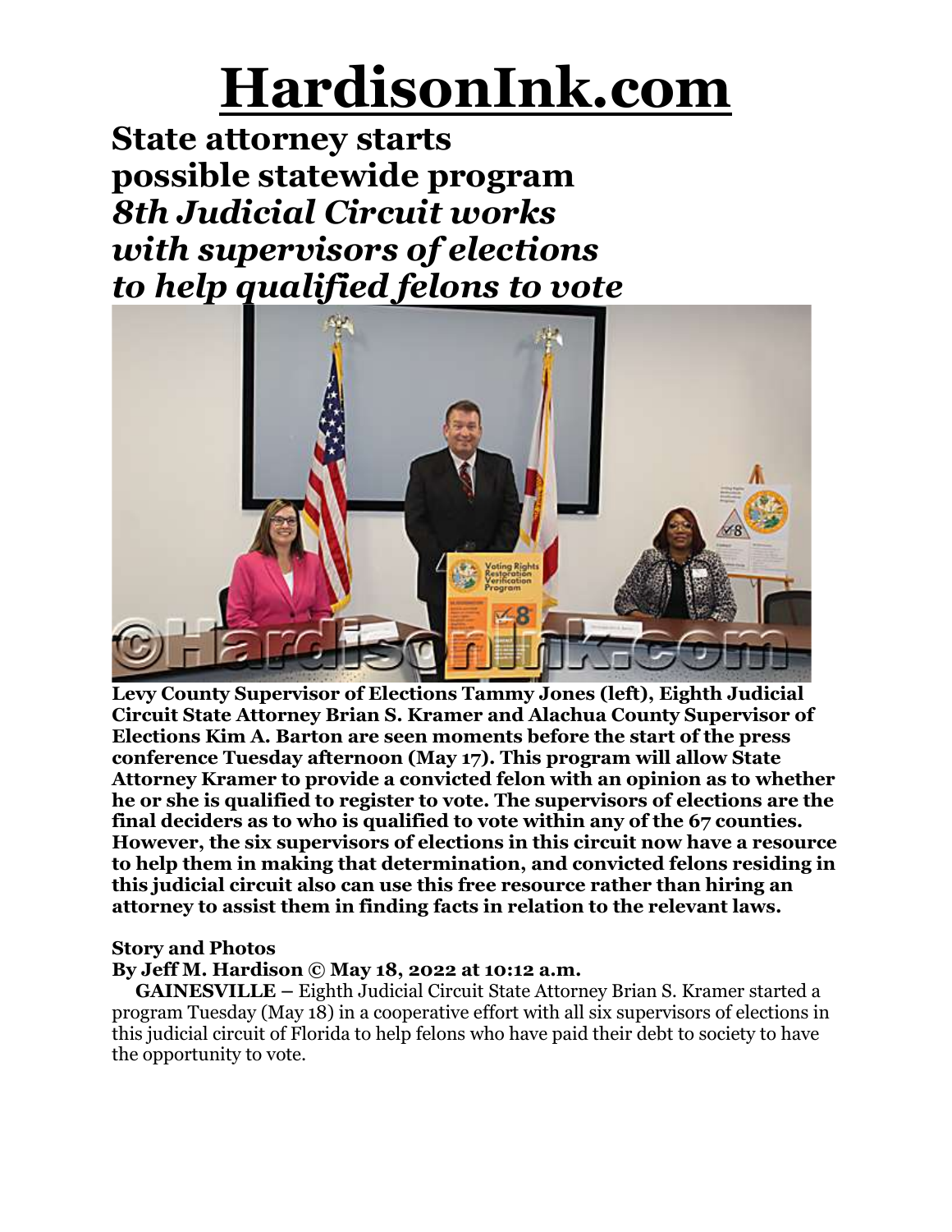# HardisonInk.com

## State attorney starts possible statewide program

### *8th Judicial Circuit works with supervisors of elections to help qualified felons to vote*

**Levy County Supervisor of Elections Tammy Jones (left), Eighth Judicial Circuit State Attorney Brian S. Kramer and Alachua County Supervisor of Elections Kim A. Barton are seen moments before the start of the press conference Tuesday afternoon (May 17). This program will allow State Attorney Kramer to provide a convicted felon with an opinion as to whether he or she is qualified to register to vote. The supervisors of elections are the final deciders as to who is qualified to vote within any of the 67 counties. However, the six supervisors of elections in this circuit now have a resource to help them in making that determination, and convicted felons residing in this judicial circuit also can use this free resource rather than hiring an attorney to assist them in finding facts in relation to the relevant laws.**

**Story and Photos**
**By Jeff M. Hardison © May 18, 2022 at 10:12 a.m.**

**GAINESVILLE –** Eighth Judicial Circuit State Attorney Brian S. Kramer started a program Tuesday (May 18) in a cooperative effort with all six supervisors of elections in this judicial circuit of Florida to help felons who have paid their debt to society to have the opportunity to vote.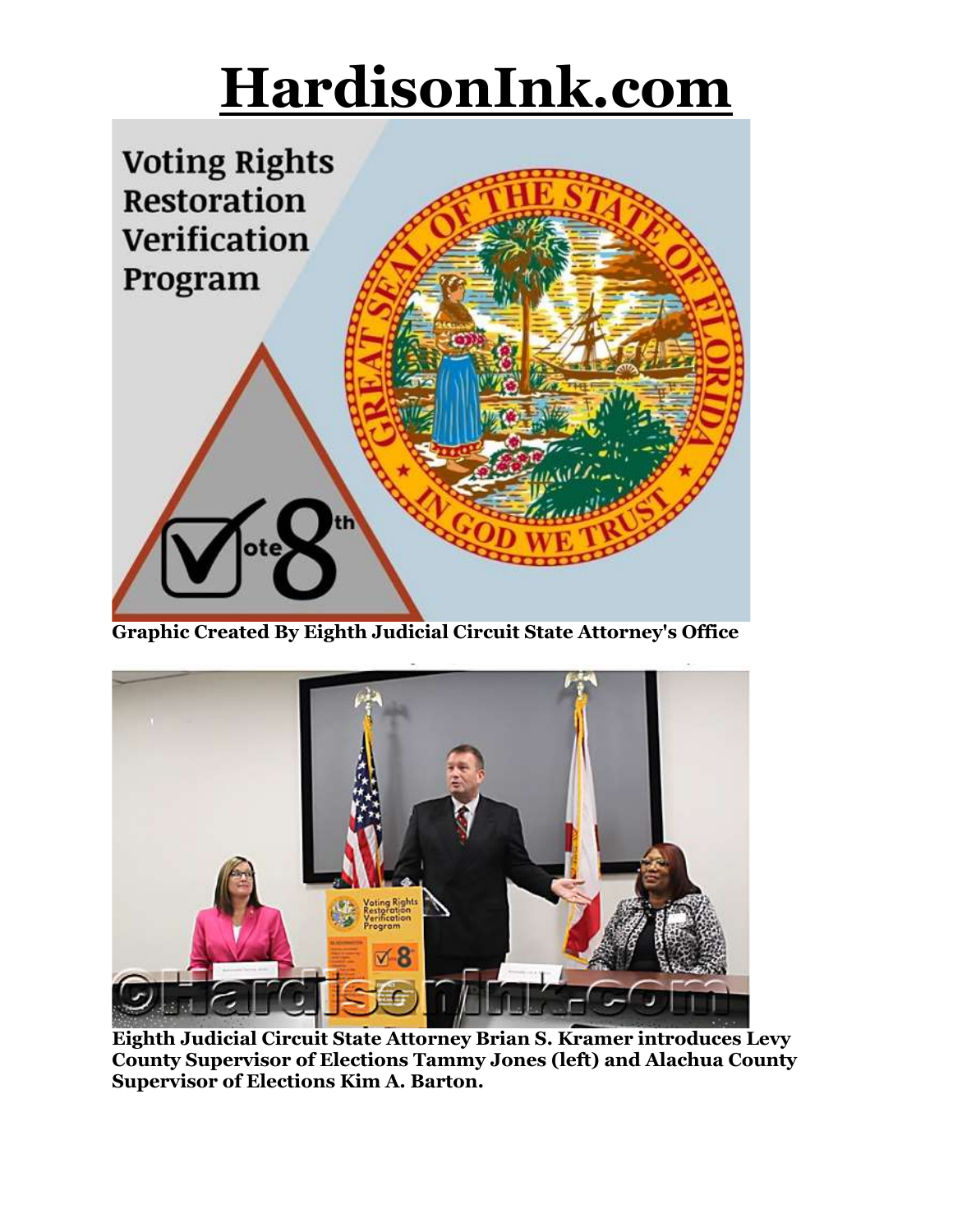# HardisonInk.com

Graphic Created By Eighth Judicial Circuit State Attorney's Office

Eighth Judicial Circuit State Attorney Brian S. Kramer introduces Levy County Supervisor of Elections Tammy Jones (left) and Alachua County Supervisor of Elections Kim A. Barton.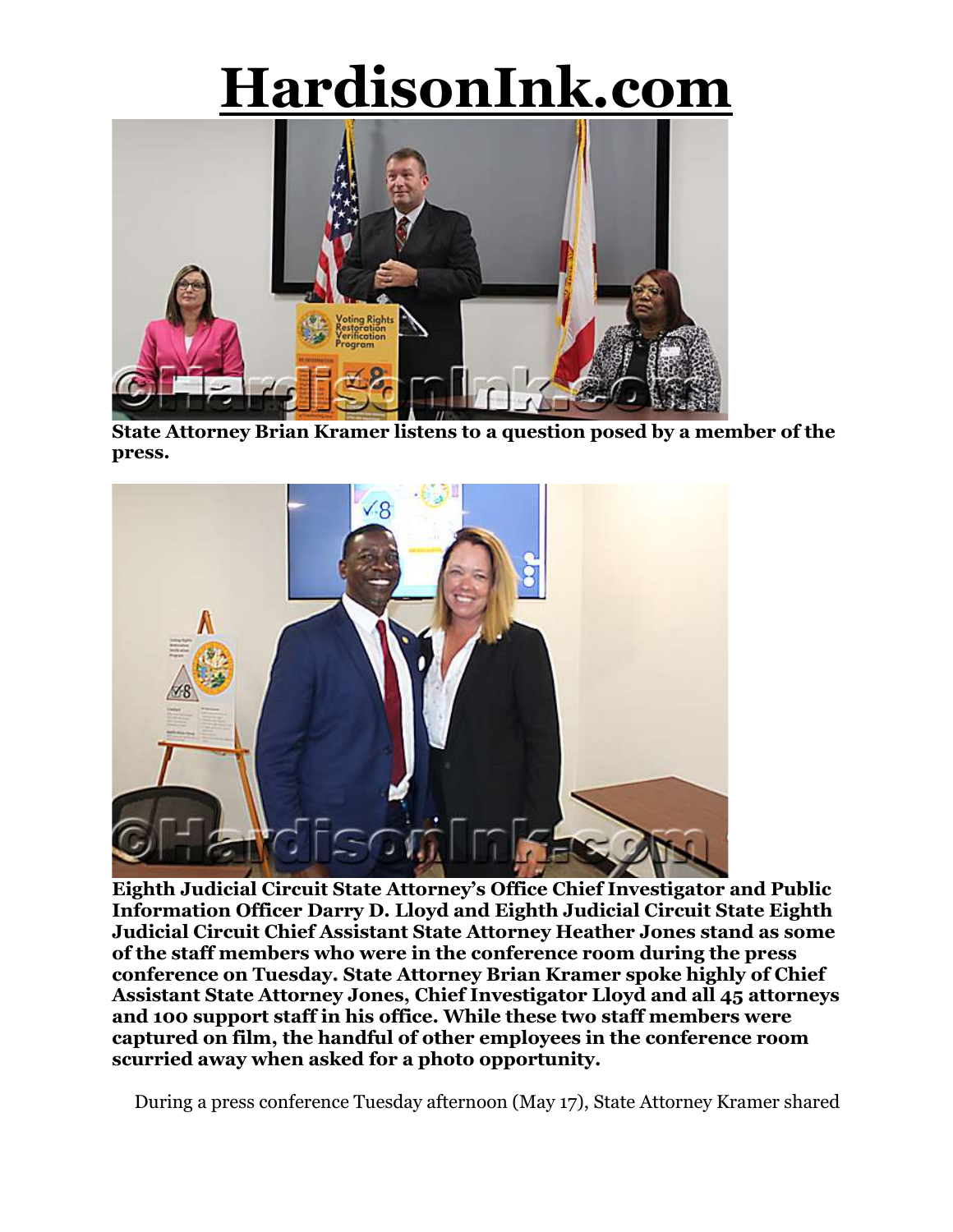# HardisonInk.com

**State Attorney Brian Kramer listens to a question posed by a member of the press.**

**Eighth Judicial Circuit State Attorney's Office Chief Investigator and Public Information Officer Darry D. Lloyd and Eighth Judicial Circuit State Eighth Judicial Circuit Chief Assistant State Attorney Heather Jones stand as some of the staff members who were in the conference room during the press conference on Tuesday. State Attorney Brian Kramer spoke highly of Chief Assistant State Attorney Jones, Chief Investigator Lloyd and all 45 attorneys and 100 support staff in his office. While these two staff members were captured on film, the handful of other employees in the conference room scurried away when asked for a photo opportunity.**

During a press conference Tuesday afternoon (May 17), State Attorney Kramer shared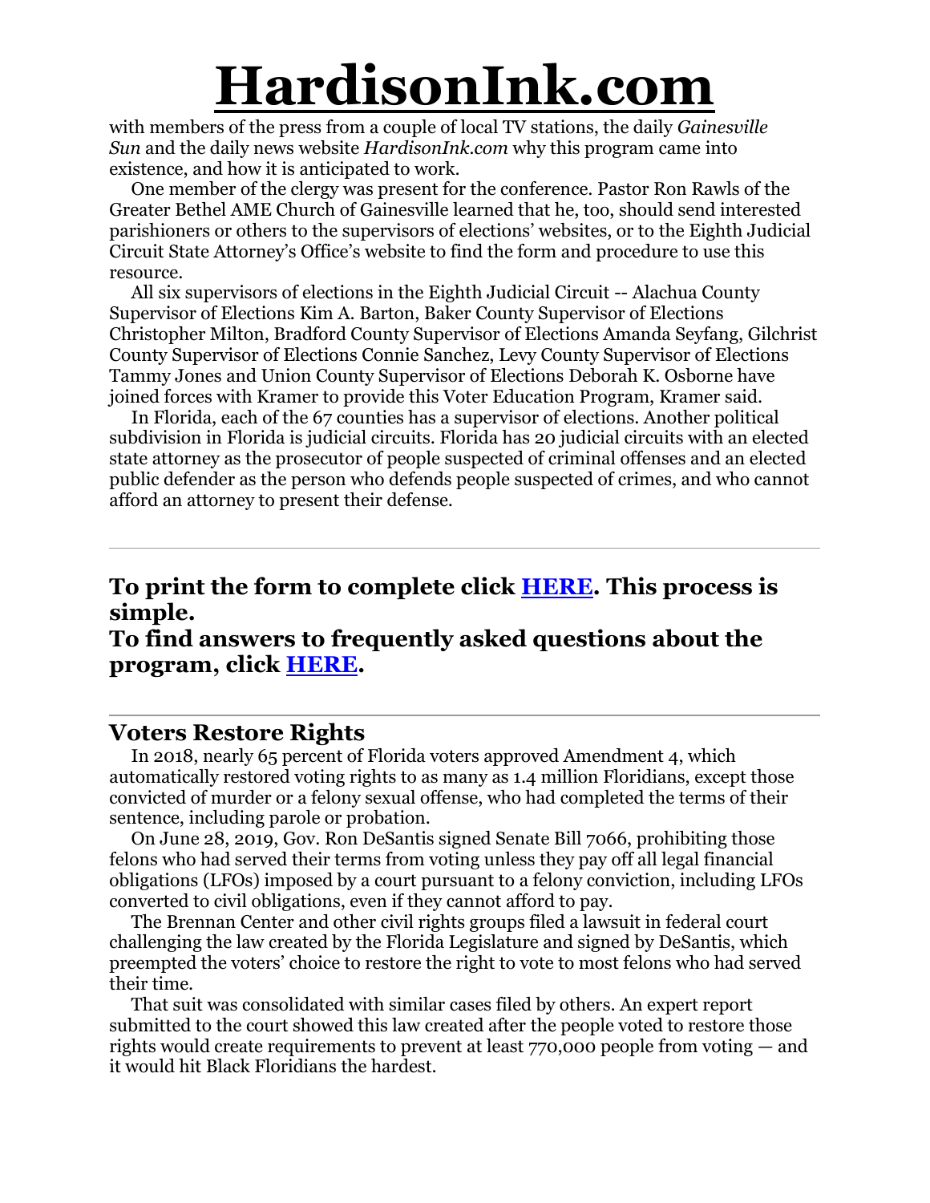with members of the press from a couple of local TV stations, the daily *Gainesville Sun* and the daily news website *HardisonInk.com* why this program came into existence, and how it is anticipated to work.

One member of the clergy was present for the conference. Pastor Ron Rawls of the Greater Bethel AME Church of Gainesville learned that he, too, should send interested parishioners or others to the supervisors of elections' websites, or to the Eighth Judicial Circuit State Attorney's Office's website to find the form and procedure to use this resource.

All six supervisors of elections in the Eighth Judicial Circuit -- Alachua County Supervisor of Elections Kim A. Barton, Baker County Supervisor of Elections Christopher Milton, Bradford County Supervisor of Elections Amanda Seyfang, Gilchrist County Supervisor of Elections Connie Sanchez, Levy County Supervisor of Elections Tammy Jones and Union County Supervisor of Elections Deborah K. Osborne have joined forces with Kramer to provide this Voter Education Program, Kramer said.

In Florida, each of the 67 counties has a supervisor of elections. Another political subdivision in Florida is judicial circuits. Florida has 20 judicial circuits with an elected state attorney as the prosecutor of people suspected of criminal offenses and an elected public defender as the person who defends people suspected of crimes, and who cannot afford an attorney to present their defense.

---

**To print the form to complete click HERE. This process is simple.**
**To find answers to frequently asked questions about the program, click HERE.**

---

## Voters Restore Rights

In 2018, nearly 65 percent of Florida voters approved Amendment 4, which automatically restored voting rights to as many as 1.4 million Floridians, except those convicted of murder or a felony sexual offense, who had completed the terms of their sentence, including parole or probation.

On June 28, 2019, Gov. Ron DeSantis signed Senate Bill 7066, prohibiting those felons who had served their terms from voting unless they pay off all legal financial obligations (LFOs) imposed by a court pursuant to a felony conviction, including LFOs converted to civil obligations, even if they cannot afford to pay.

The Brennan Center and other civil rights groups filed a lawsuit in federal court challenging the law created by the Florida Legislature and signed by DeSantis, which preempted the voters' choice to restore the right to vote to most felons who had served their time.

That suit was consolidated with similar cases filed by others. An expert report submitted to the court showed this law created after the people voted to restore those rights would create requirements to prevent at least 770,000 people from voting — and it would hit Black Floridians the hardest.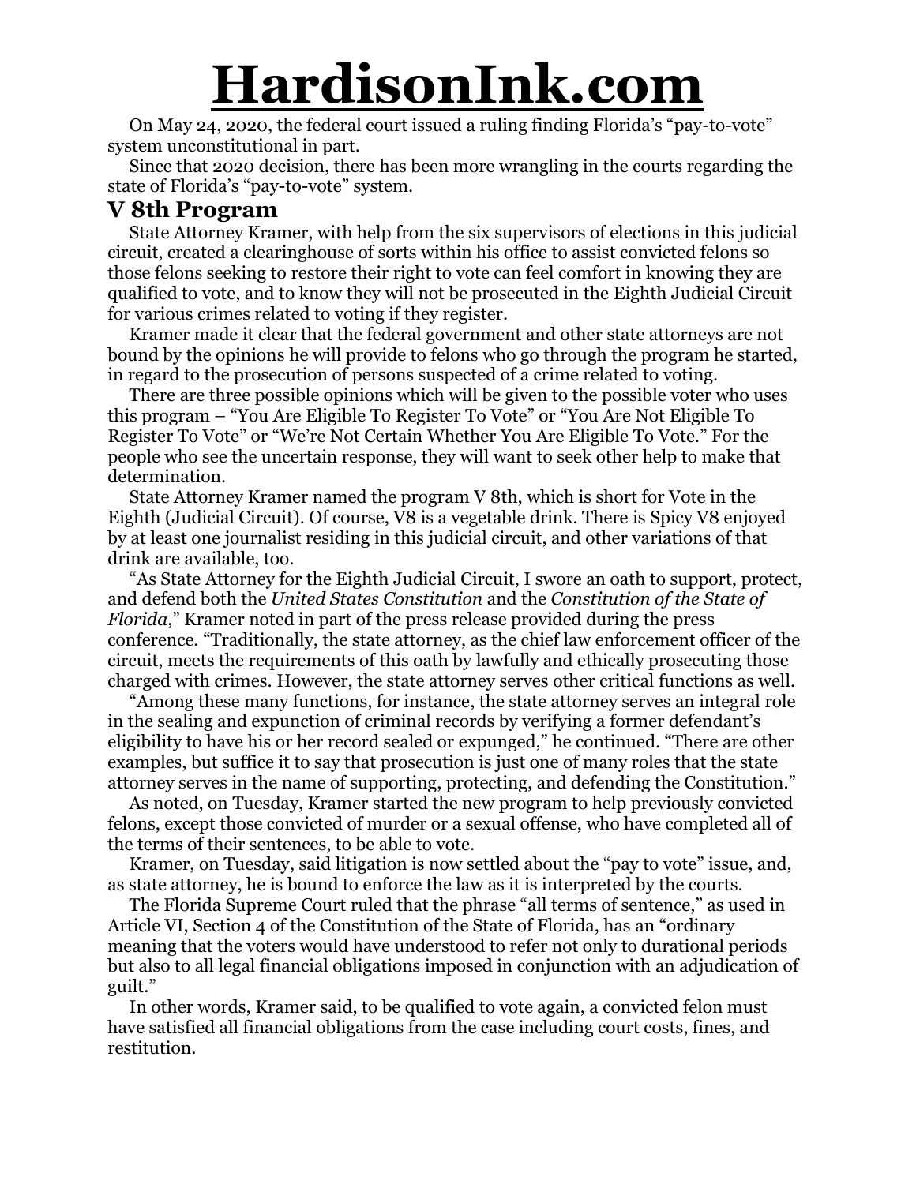On May 24, 2020, the federal court issued a ruling finding Florida's "pay-to-vote" system unconstitutional in part.

Since that 2020 decision, there has been more wrangling in the courts regarding the state of Florida's "pay-to-vote" system.

## V 8th Program

State Attorney Kramer, with help from the six supervisors of elections in this judicial circuit, created a clearinghouse of sorts within his office to assist convicted felons so those felons seeking to restore their right to vote can feel comfort in knowing they are qualified to vote, and to know they will not be prosecuted in the Eighth Judicial Circuit for various crimes related to voting if they register.

Kramer made it clear that the federal government and other state attorneys are not bound by the opinions he will provide to felons who go through the program he started, in regard to the prosecution of persons suspected of a crime related to voting.

There are three possible opinions which will be given to the possible voter who uses this program – "You Are Eligible To Register To Vote" or "You Are Not Eligible To Register To Vote" or "We're Not Certain Whether You Are Eligible To Vote." For the people who see the uncertain response, they will want to seek other help to make that determination.

State Attorney Kramer named the program V 8th, which is short for Vote in the Eighth (Judicial Circuit). Of course, V8 is a vegetable drink. There is Spicy V8 enjoyed by at least one journalist residing in this judicial circuit, and other variations of that drink are available, too.

"As State Attorney for the Eighth Judicial Circuit, I swore an oath to support, protect, and defend both the *United States Constitution* and the *Constitution of the State of Florida*," Kramer noted in part of the press release provided during the press conference. "Traditionally, the state attorney, as the chief law enforcement officer of the circuit, meets the requirements of this oath by lawfully and ethically prosecuting those charged with crimes. However, the state attorney serves other critical functions as well.

"Among these many functions, for instance, the state attorney serves an integral role in the sealing and expunction of criminal records by verifying a former defendant's eligibility to have his or her record sealed or expunged," he continued. "There are other examples, but suffice it to say that prosecution is just one of many roles that the state attorney serves in the name of supporting, protecting, and defending the Constitution."

As noted, on Tuesday, Kramer started the new program to help previously convicted felons, except those convicted of murder or a sexual offense, who have completed all of the terms of their sentences, to be able to vote.

Kramer, on Tuesday, said litigation is now settled about the "pay to vote" issue, and, as state attorney, he is bound to enforce the law as it is interpreted by the courts.

The Florida Supreme Court ruled that the phrase "all terms of sentence," as used in Article VI, Section 4 of the Constitution of the State of Florida, has an "ordinary meaning that the voters would have understood to refer not only to durational periods but also to all legal financial obligations imposed in conjunction with an adjudication of guilt."

In other words, Kramer said, to be qualified to vote again, a convicted felon must have satisfied all financial obligations from the case including court costs, fines, and restitution.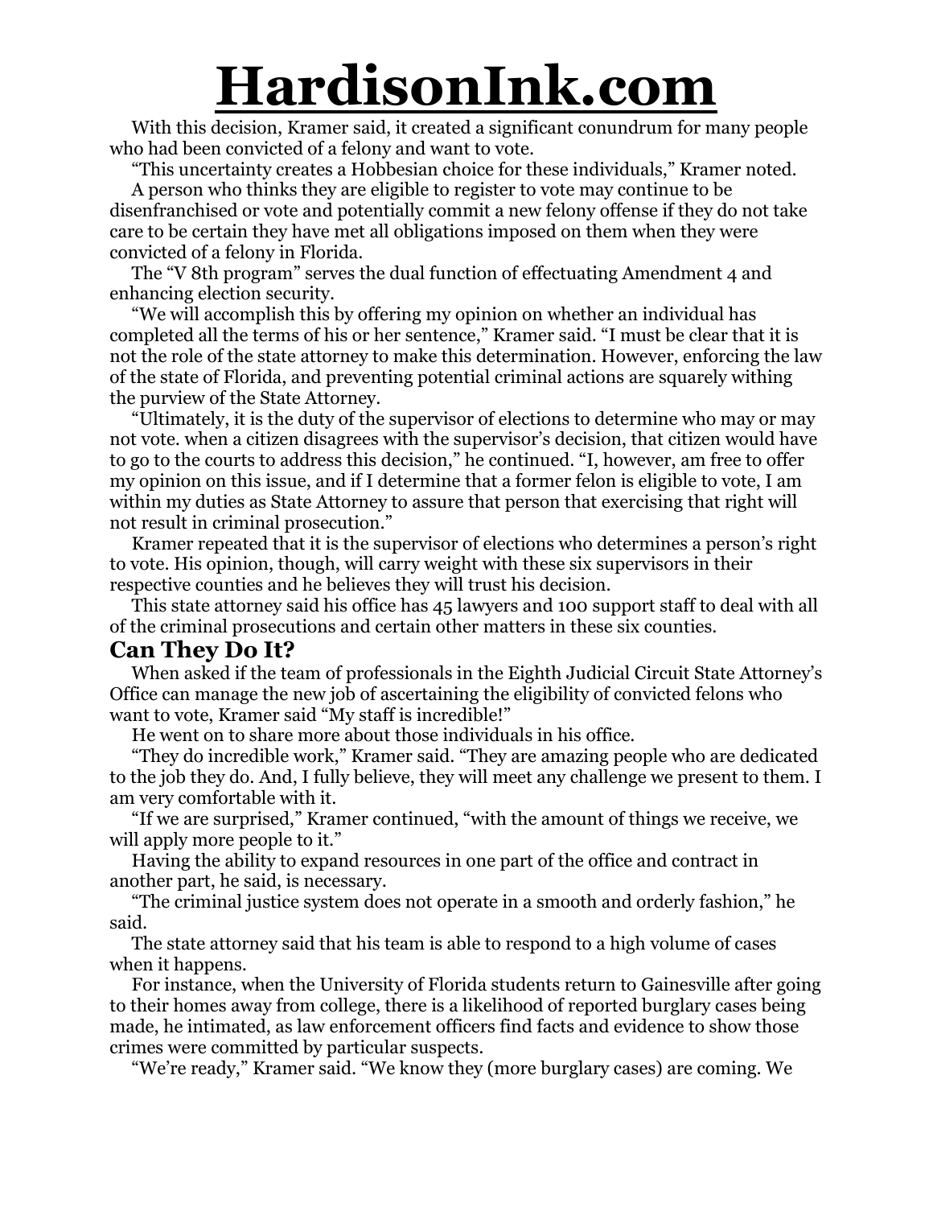With this decision, Kramer said, it created a significant conundrum for many people who had been convicted of a felony and want to vote.

"This uncertainty creates a Hobbesian choice for these individuals," Kramer noted.

A person who thinks they are eligible to register to vote may continue to be disenfranchised or vote and potentially commit a new felony offense if they do not take care to be certain they have met all obligations imposed on them when they were convicted of a felony in Florida.

The "V 8th program" serves the dual function of effectuating Amendment 4 and enhancing election security.

"We will accomplish this by offering my opinion on whether an individual has completed all the terms of his or her sentence," Kramer said. "I must be clear that it is not the role of the state attorney to make this determination. However, enforcing the law of the state of Florida, and preventing potential criminal actions are squarely withing the purview of the State Attorney.

"Ultimately, it is the duty of the supervisor of elections to determine who may or may not vote. when a citizen disagrees with the supervisor's decision, that citizen would have to go to the courts to address this decision," he continued. "I, however, am free to offer my opinion on this issue, and if I determine that a former felon is eligible to vote, I am within my duties as State Attorney to assure that person that exercising that right will not result in criminal prosecution."

Kramer repeated that it is the supervisor of elections who determines a person's right to vote. His opinion, though, will carry weight with these six supervisors in their respective counties and he believes they will trust his decision.

This state attorney said his office has 45 lawyers and 100 support staff to deal with all of the criminal prosecutions and certain other matters in these six counties.

## Can They Do It?

When asked if the team of professionals in the Eighth Judicial Circuit State Attorney's Office can manage the new job of ascertaining the eligibility of convicted felons who want to vote, Kramer said "My staff is incredible!"

He went on to share more about those individuals in his office.

"They do incredible work," Kramer said. "They are amazing people who are dedicated to the job they do. And, I fully believe, they will meet any challenge we present to them. I am very comfortable with it.

"If we are surprised," Kramer continued, "with the amount of things we receive, we will apply more people to it."

Having the ability to expand resources in one part of the office and contract in another part, he said, is necessary.

"The criminal justice system does not operate in a smooth and orderly fashion," he said.

The state attorney said that his team is able to respond to a high volume of cases when it happens.

For instance, when the University of Florida students return to Gainesville after going to their homes away from college, there is a likelihood of reported burglary cases being made, he intimated, as law enforcement officers find facts and evidence to show those crimes were committed by particular suspects.

"We're ready," Kramer said. "We know they (more burglary cases) are coming. We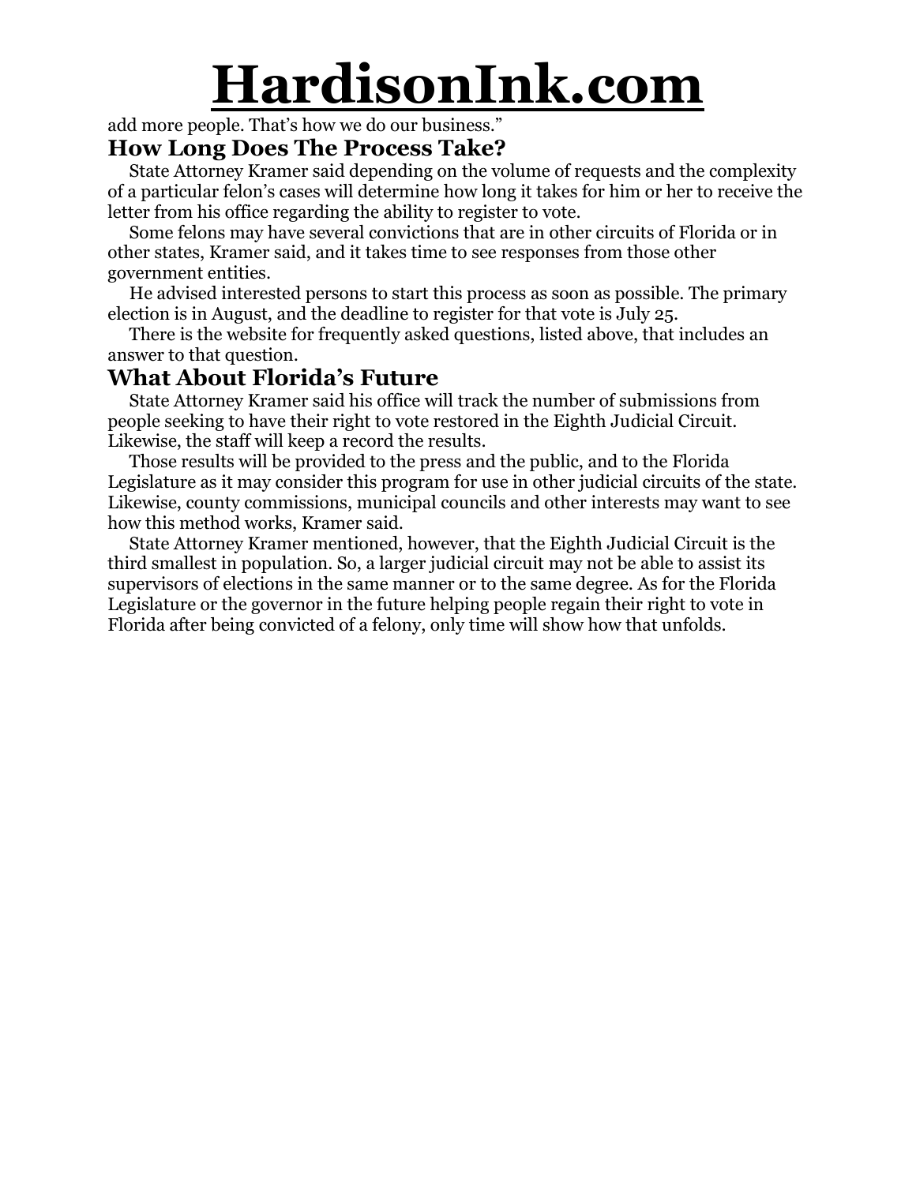add more people. That's how we do our business."

## How Long Does The Process Take?

State Attorney Kramer said depending on the volume of requests and the complexity of a particular felon's cases will determine how long it takes for him or her to receive the letter from his office regarding the ability to register to vote.

Some felons may have several convictions that are in other circuits of Florida or in other states, Kramer said, and it takes time to see responses from those other government entities.

He advised interested persons to start this process as soon as possible. The primary election is in August, and the deadline to register for that vote is July 25.

There is the website for frequently asked questions, listed above, that includes an answer to that question.

## What About Florida's Future

State Attorney Kramer said his office will track the number of submissions from people seeking to have their right to vote restored in the Eighth Judicial Circuit. Likewise, the staff will keep a record the results.

Those results will be provided to the press and the public, and to the Florida Legislature as it may consider this program for use in other judicial circuits of the state. Likewise, county commissions, municipal councils and other interests may want to see how this method works, Kramer said.

State Attorney Kramer mentioned, however, that the Eighth Judicial Circuit is the third smallest in population. So, a larger judicial circuit may not be able to assist its supervisors of elections in the same manner or to the same degree. As for the Florida Legislature or the governor in the future helping people regain their right to vote in Florida after being convicted of a felony, only time will show how that unfolds.